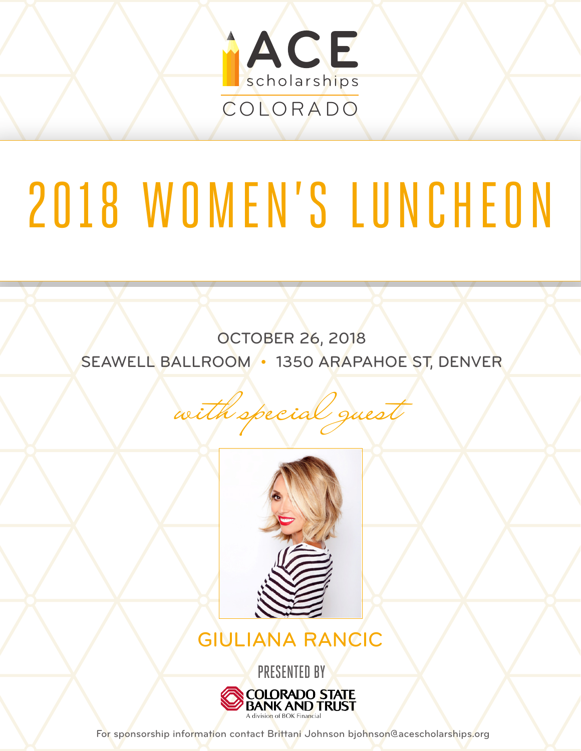ACE scholarships COLORADO

# 2018 WOMEN'S LUNCHEON

OCTOBER 26, 2018

SEAWELL BALLROOM • 1350 ARAPAHOE ST, DENVER

*with special guest*

## GIULIANA RANCIC

PRESENTED BY

COLORADO STATE BANK AND TRUST
A division of BOK Financial

For sponsorship information contact Brittani Johnson bjohnson@acescholarships.org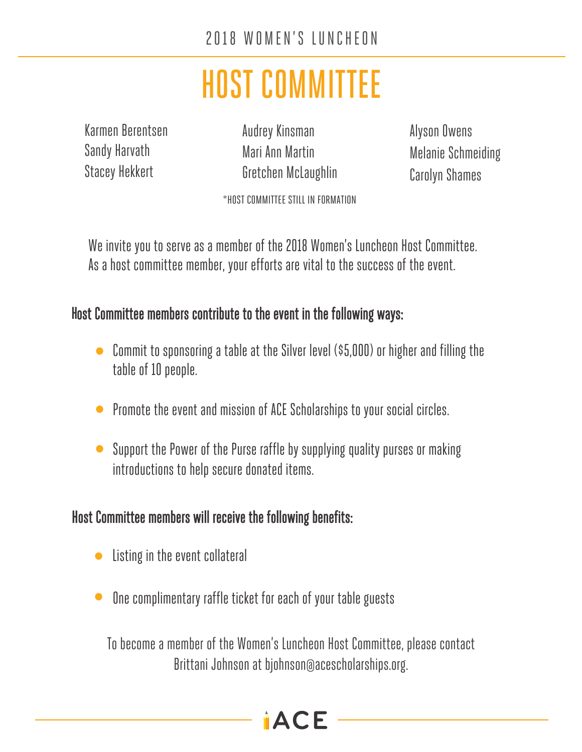2018 WOMEN'S LUNCHEON

# HOST COMMITTEE

Karmen Berentsen
Sandy Harvath
Stacey Hekkert

Audrey Kinsman
Mari Ann Martin
Gretchen McLaughlin

Alyson Owens
Melanie Schmeiding
Carolyn Shames

*HOST COMMITTEE STILL IN FORMATION

We invite you to serve as a member of the 2018 Women's Luncheon Host Committee. As a host committee member, your efforts are vital to the success of the event.

**Host Committee members contribute to the event in the following ways:**

- Commit to sponsoring a table at the Silver level ($5,000) or higher and filling the table of 10 people.
- Promote the event and mission of ACE Scholarships to your social circles.
- Support the Power of the Purse raffle by supplying quality purses or making introductions to help secure donated items.

**Host Committee members will receive the following benefits:**

- Listing in the event collateral
- One complimentary raffle ticket for each of your table guests

To become a member of the Women's Luncheon Host Committee, please contact Brittani Johnson at bjohnson@acescholarships.org.

ACE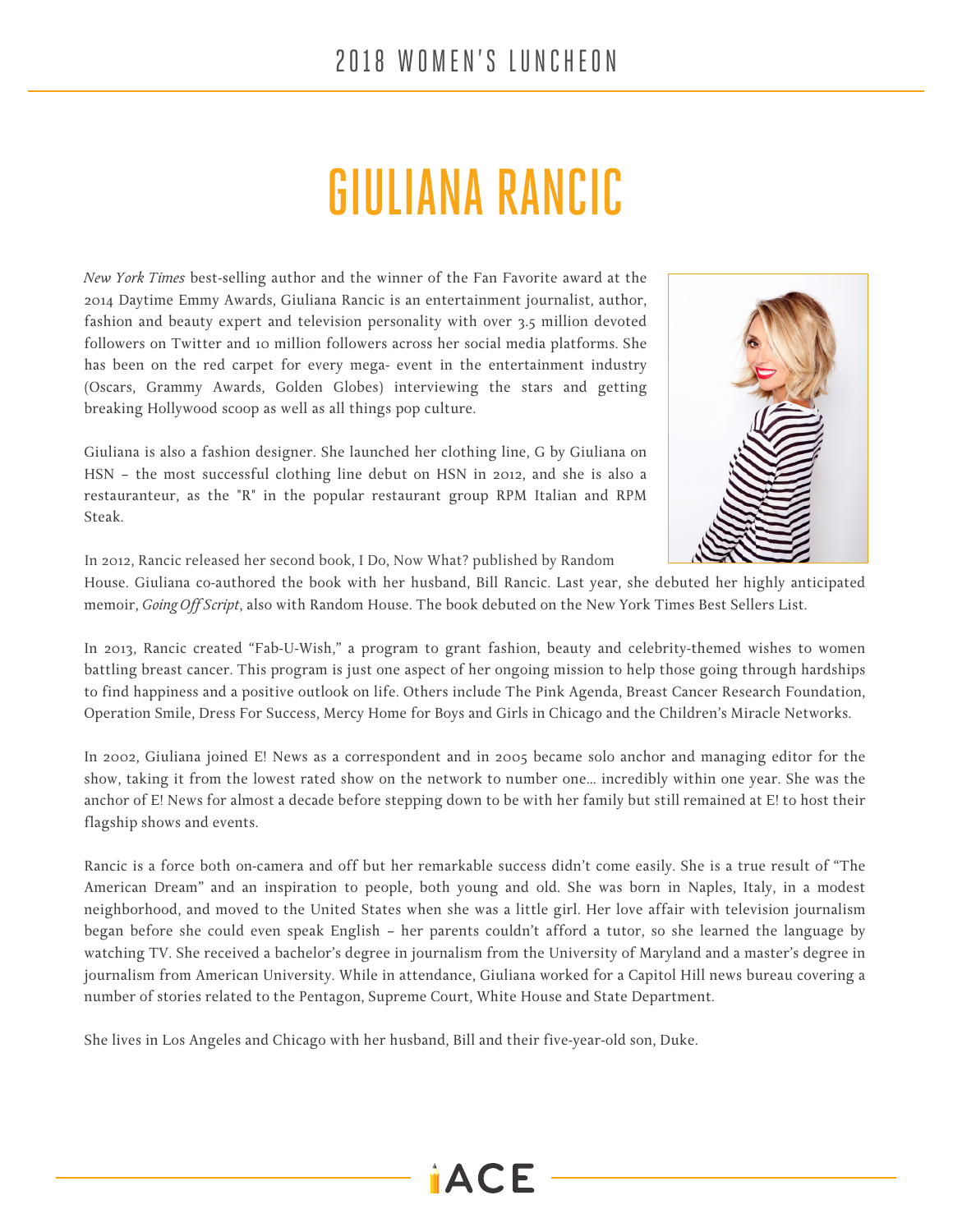# 2018 WOMEN'S LUNCHEON

# GIULIANA RANCIC

*New York Times* best-selling author and the winner of the Fan Favorite award at the 2014 Daytime Emmy Awards, Giuliana Rancic is an entertainment journalist, author, fashion and beauty expert and television personality with over 3.5 million devoted followers on Twitter and 10 million followers across her social media platforms. She has been on the red carpet for every mega- event in the entertainment industry (Oscars, Grammy Awards, Golden Globes) interviewing the stars and getting breaking Hollywood scoop as well as all things pop culture.

Giuliana is also a fashion designer. She launched her clothing line, G by Giuliana on HSN – the most successful clothing line debut on HSN in 2012, and she is also a restauranteur, as the "R" in the popular restaurant group RPM Italian and RPM Steak.

In 2012, Rancic released her second book, I Do, Now What? published by Random House. Giuliana co-authored the book with her husband, Bill Rancic. Last year, she debuted her highly anticipated memoir, *Going Off Script*, also with Random House. The book debuted on the New York Times Best Sellers List.

In 2013, Rancic created "Fab-U-Wish," a program to grant fashion, beauty and celebrity-themed wishes to women battling breast cancer. This program is just one aspect of her ongoing mission to help those going through hardships to find happiness and a positive outlook on life. Others include The Pink Agenda, Breast Cancer Research Foundation, Operation Smile, Dress For Success, Mercy Home for Boys and Girls in Chicago and the Children's Miracle Networks.

In 2002, Giuliana joined E! News as a correspondent and in 2005 became solo anchor and managing editor for the show, taking it from the lowest rated show on the network to number one… incredibly within one year. She was the anchor of E! News for almost a decade before stepping down to be with her family but still remained at E! to host their flagship shows and events.

Rancic is a force both on-camera and off but her remarkable success didn't come easily. She is a true result of "The American Dream" and an inspiration to people, both young and old. She was born in Naples, Italy, in a modest neighborhood, and moved to the United States when she was a little girl. Her love affair with television journalism began before she could even speak English – her parents couldn't afford a tutor, so she learned the language by watching TV. She received a bachelor's degree in journalism from the University of Maryland and a master's degree in journalism from American University. While in attendance, Giuliana worked for a Capitol Hill news bureau covering a number of stories related to the Pentagon, Supreme Court, White House and State Department.

She lives in Los Angeles and Chicago with her husband, Bill and their five-year-old son, Duke.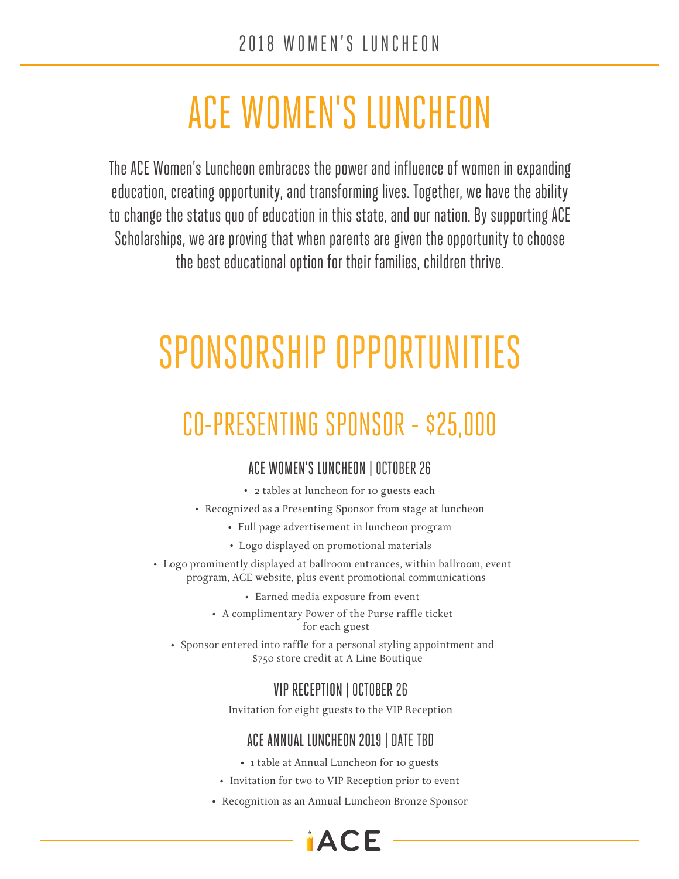# ACE WOMEN'S LUNCHEON

The ACE Women's Luncheon embraces the power and influence of women in expanding education, creating opportunity, and transforming lives. Together, we have the ability to change the status quo of education in this state, and our nation. By supporting ACE Scholarships, we are proving that when parents are given the opportunity to choose the best educational option for their families, children thrive.

# SPONSORSHIP OPPORTUNITIES

## CO-PRESENTING SPONSOR - $25,000

### ACE WOMEN'S LUNCHEON | OCTOBER 26

- 2 tables at luncheon for 10 guests each
- Recognized as a Presenting Sponsor from stage at luncheon
- Full page advertisement in luncheon program
- Logo displayed on promotional materials
- Logo prominently displayed at ballroom entrances, within ballroom, event program, ACE website, plus event promotional communications
- Earned media exposure from event
- A complimentary Power of the Purse raffle ticket for each guest
- Sponsor entered into raffle for a personal styling appointment and $750 store credit at A Line Boutique

### VIP RECEPTION | OCTOBER 26

Invitation for eight guests to the VIP Reception

### ACE ANNUAL LUNCHEON 2019 | DATE TBD

- 1 table at Annual Luncheon for 10 guests
- Invitation for two to VIP Reception prior to event
- Recognition as an Annual Luncheon Bronze Sponsor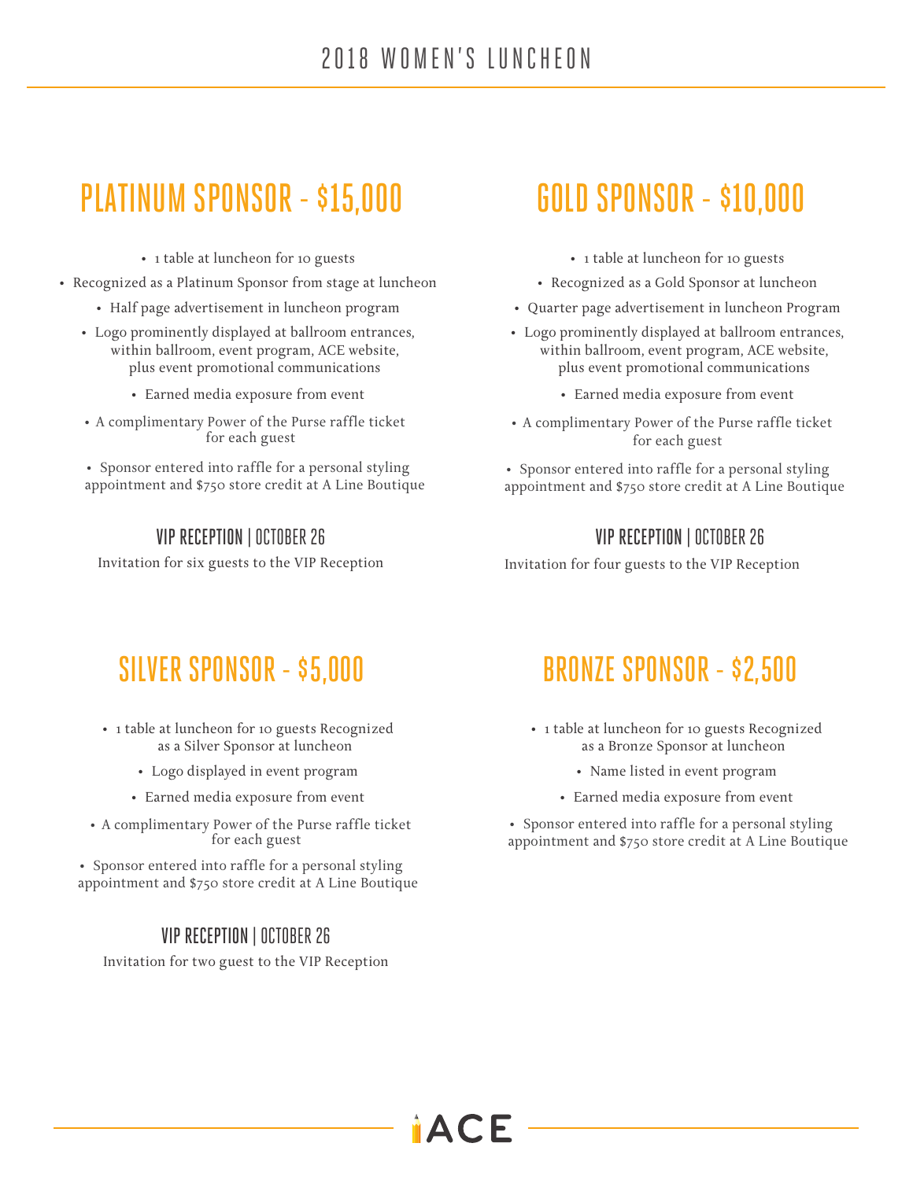# 2018 WOMEN'S LUNCHEON

## PLATINUM SPONSOR - $15,000

- 1 table at luncheon for 10 guests
- Recognized as a Platinum Sponsor from stage at luncheon
- Half page advertisement in luncheon program
- Logo prominently displayed at ballroom entrances, within ballroom, event program, ACE website, plus event promotional communications
- Earned media exposure from event
- A complimentary Power of the Purse raffle ticket for each guest
- Sponsor entered into raffle for a personal styling appointment and $750 store credit at A Line Boutique

### VIP RECEPTION | OCTOBER 26

Invitation for six guests to the VIP Reception

## GOLD SPONSOR - $10,000

- 1 table at luncheon for 10 guests
- Recognized as a Gold Sponsor at luncheon
- Quarter page advertisement in luncheon Program
- Logo prominently displayed at ballroom entrances, within ballroom, event program, ACE website, plus event promotional communications
- Earned media exposure from event
- A complimentary Power of the Purse raffle ticket for each guest
- Sponsor entered into raffle for a personal styling appointment and $750 store credit at A Line Boutique

### VIP RECEPTION | OCTOBER 26

Invitation for four guests to the VIP Reception

## SILVER SPONSOR - $5,000

- 1 table at luncheon for 10 guests Recognized as a Silver Sponsor at luncheon
- Logo displayed in event program
- Earned media exposure from event
- A complimentary Power of the Purse raffle ticket for each guest
- Sponsor entered into raffle for a personal styling appointment and $750 store credit at A Line Boutique

### VIP RECEPTION | OCTOBER 26

Invitation for two guest to the VIP Reception

## BRONZE SPONSOR - $2,500

- 1 table at luncheon for 10 guests Recognized as a Bronze Sponsor at luncheon
- Name listed in event program
- Earned media exposure from event
- Sponsor entered into raffle for a personal styling appointment and $750 store credit at A Line Boutique

ACE